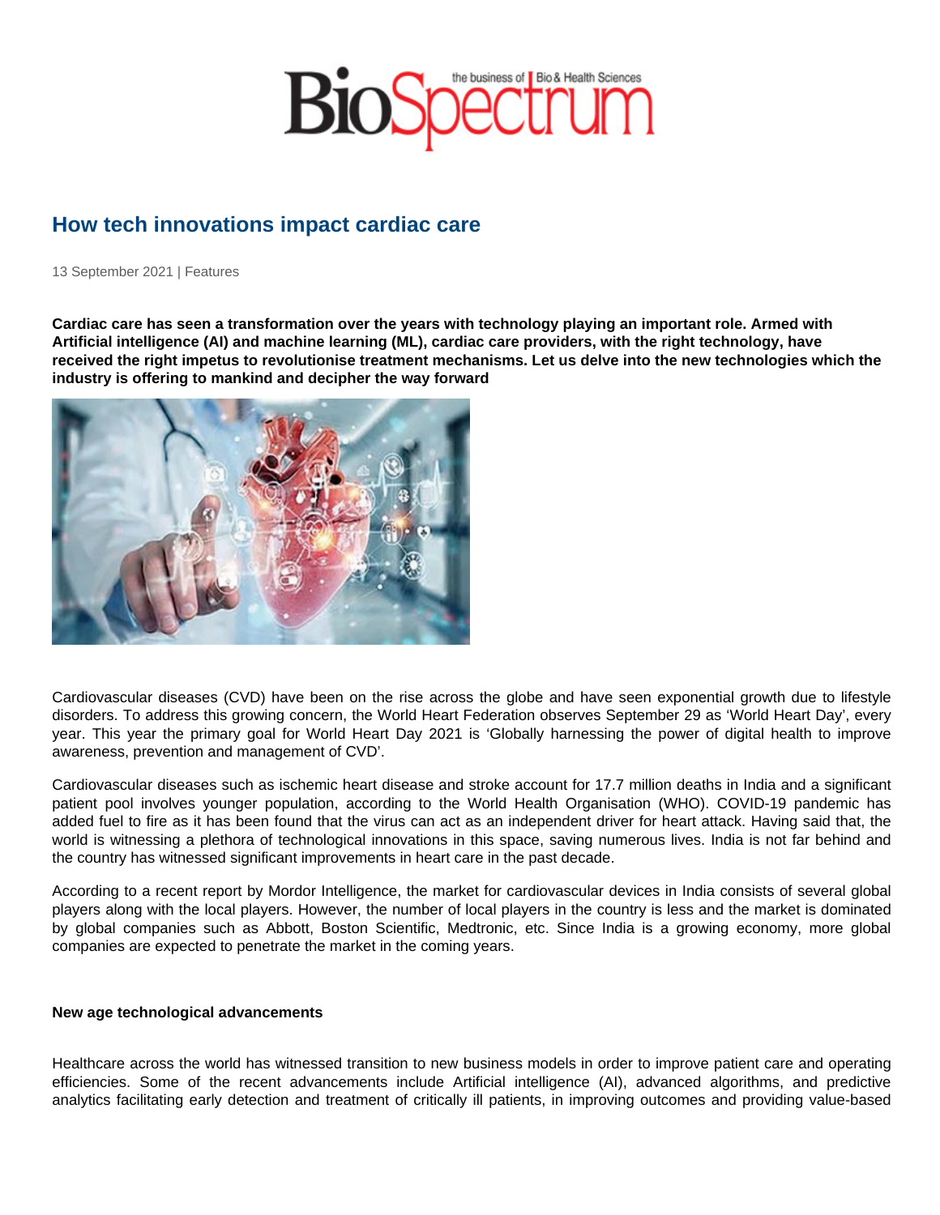# How tech innovations impact cardiac care

13 September 2021 | Features

**Cardiac care has seen a transformation over the years with technology playing an important role. Armed with Artificial intelligence (AI) and machine learning (ML), cardiac care providers, with the right technology, have received the right impetus to revolutionise treatment mechanisms. Let us delve into the new technologies which the industry is offering to mankind and decipher the way forward**

Cardiovascular diseases (CVD) have been on the rise across the globe and have seen exponential growth due to lifestyle disorders. To address this growing concern, the World Heart Federation observes September 29 as 'World Heart Day', every year. This year the primary goal for World Heart Day 2021 is 'Globally harnessing the power of digital health to improve awareness, prevention and management of CVD'.

Cardiovascular diseases such as ischemic heart disease and stroke account for 17.7 million deaths in India and a significant patient pool involves younger population, according to the World Health Organisation (WHO). COVID-19 pandemic has added fuel to fire as it has been found that the virus can act as an independent driver for heart attack. Having said that, the world is witnessing a plethora of technological innovations in this space, saving numerous lives. India is not far behind and the country has witnessed significant improvements in heart care in the past decade.

According to a recent report by Mordor Intelligence, the market for cardiovascular devices in India consists of several global players along with the local players. However, the number of local players in the country is less and the market is dominated by global companies such as Abbott, Boston Scientific, Medtronic, etc. Since India is a growing economy, more global companies are expected to penetrate the market in the coming years.

**New age technological advancements**

Healthcare across the world has witnessed transition to new business models in order to improve patient care and operating efficiencies. Some of the recent advancements include Artificial intelligence (AI), advanced algorithms, and predictive analytics facilitating early detection and treatment of critically ill patients, in improving outcomes and providing value-based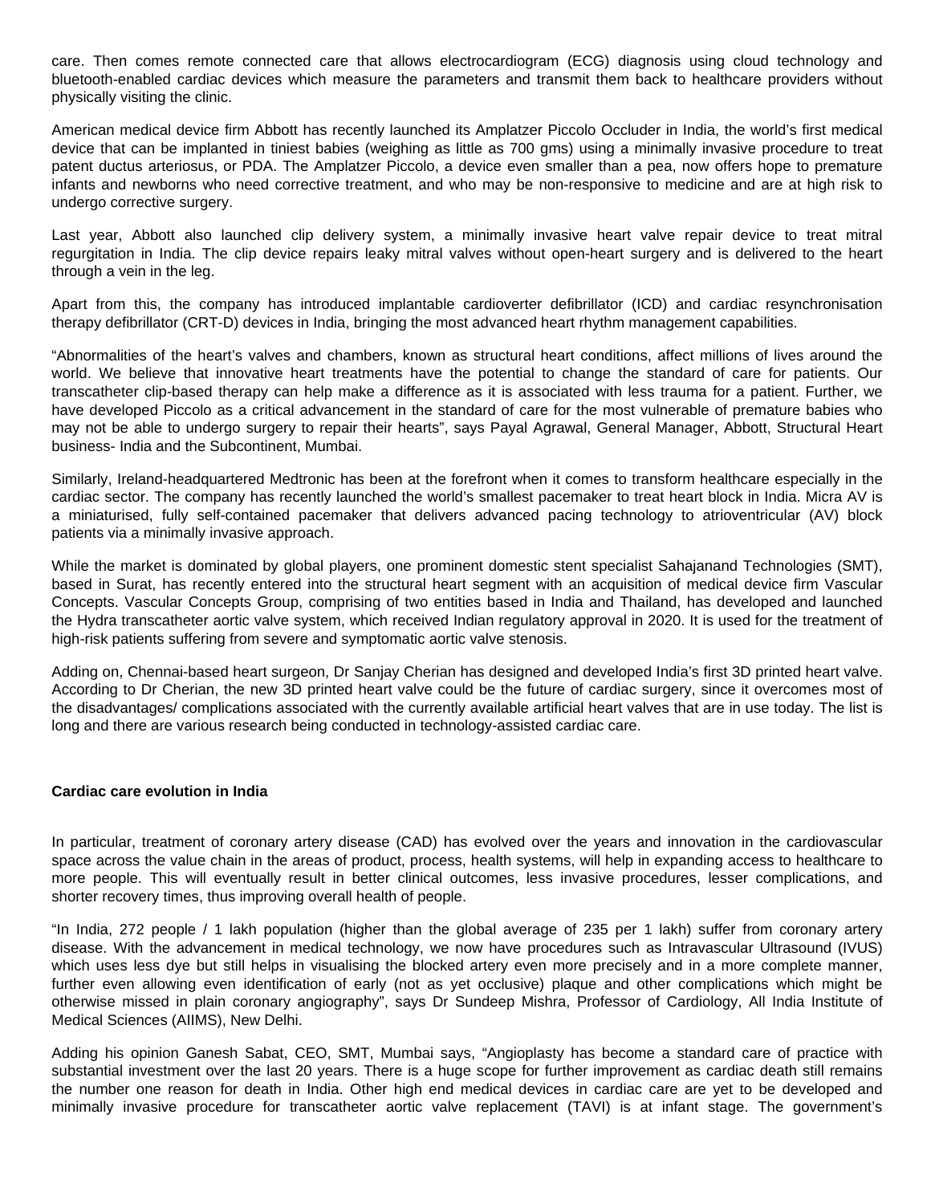care. Then comes remote connected care that allows electrocardiogram (ECG) diagnosis using cloud technology and bluetooth-enabled cardiac devices which measure the parameters and transmit them back to healthcare providers without physically visiting the clinic.

American medical device firm Abbott has recently launched its Amplatzer Piccolo Occluder in India, the world's first medical device that can be implanted in tiniest babies (weighing as little as 700 gms) using a minimally invasive procedure to treat patent ductus arteriosus, or PDA. The Amplatzer Piccolo, a device even smaller than a pea, now offers hope to premature infants and newborns who need corrective treatment, and who may be non-responsive to medicine and are at high risk to undergo corrective surgery.

Last year, Abbott also launched clip delivery system, a minimally invasive heart valve repair device to treat mitral regurgitation in India. The clip device repairs leaky mitral valves without open-heart surgery and is delivered to the heart through a vein in the leg.

Apart from this, the company has introduced implantable cardioverter defibrillator (ICD) and cardiac resynchronisation therapy defibrillator (CRT-D) devices in India, bringing the most advanced heart rhythm management capabilities.

"Abnormalities of the heart's valves and chambers, known as structural heart conditions, affect millions of lives around the world. We believe that innovative heart treatments have the potential to change the standard of care for patients. Our transcatheter clip-based therapy can help make a difference as it is associated with less trauma for a patient. Further, we have developed Piccolo as a critical advancement in the standard of care for the most vulnerable of premature babies who may not be able to undergo surgery to repair their hearts", says Payal Agrawal, General Manager, Abbott, Structural Heart business- India and the Subcontinent, Mumbai.

Similarly, Ireland-headquartered Medtronic has been at the forefront when it comes to transform healthcare especially in the cardiac sector. The company has recently launched the world's smallest pacemaker to treat heart block in India. Micra AV is a miniaturised, fully self-contained pacemaker that delivers advanced pacing technology to atrioventricular (AV) block patients via a minimally invasive approach.

While the market is dominated by global players, one prominent domestic stent specialist Sahajanand Technologies (SMT), based in Surat, has recently entered into the structural heart segment with an acquisition of medical device firm Vascular Concepts. Vascular Concepts Group, comprising of two entities based in India and Thailand, has developed and launched the Hydra transcatheter aortic valve system, which received Indian regulatory approval in 2020. It is used for the treatment of high-risk patients suffering from severe and symptomatic aortic valve stenosis.

Adding on, Chennai-based heart surgeon, Dr Sanjay Cherian has designed and developed India's first 3D printed heart valve. According to Dr Cherian, the new 3D printed heart valve could be the future of cardiac surgery, since it overcomes most of the disadvantages/ complications associated with the currently available artificial heart valves that are in use today. The list is long and there are various research being conducted in technology-assisted cardiac care.

**Cardiac care evolution in India**

In particular, treatment of coronary artery disease (CAD) has evolved over the years and innovation in the cardiovascular space across the value chain in the areas of product, process, health systems, will help in expanding access to healthcare to more people. This will eventually result in better clinical outcomes, less invasive procedures, lesser complications, and shorter recovery times, thus improving overall health of people.

"In India, 272 people / 1 lakh population (higher than the global average of 235 per 1 lakh) suffer from coronary artery disease. With the advancement in medical technology, we now have procedures such as Intravascular Ultrasound (IVUS) which uses less dye but still helps in visualising the blocked artery even more precisely and in a more complete manner, further even allowing even identification of early (not as yet occlusive) plaque and other complications which might be otherwise missed in plain coronary angiography", says Dr Sundeep Mishra, Professor of Cardiology, All India Institute of Medical Sciences (AIIMS), New Delhi.

Adding his opinion Ganesh Sabat, CEO, SMT, Mumbai says, "Angioplasty has become a standard care of practice with substantial investment over the last 20 years. There is a huge scope for further improvement as cardiac death still remains the number one reason for death in India. Other high end medical devices in cardiac care are yet to be developed and minimally invasive procedure for transcatheter aortic valve replacement (TAVI) is at infant stage. The government's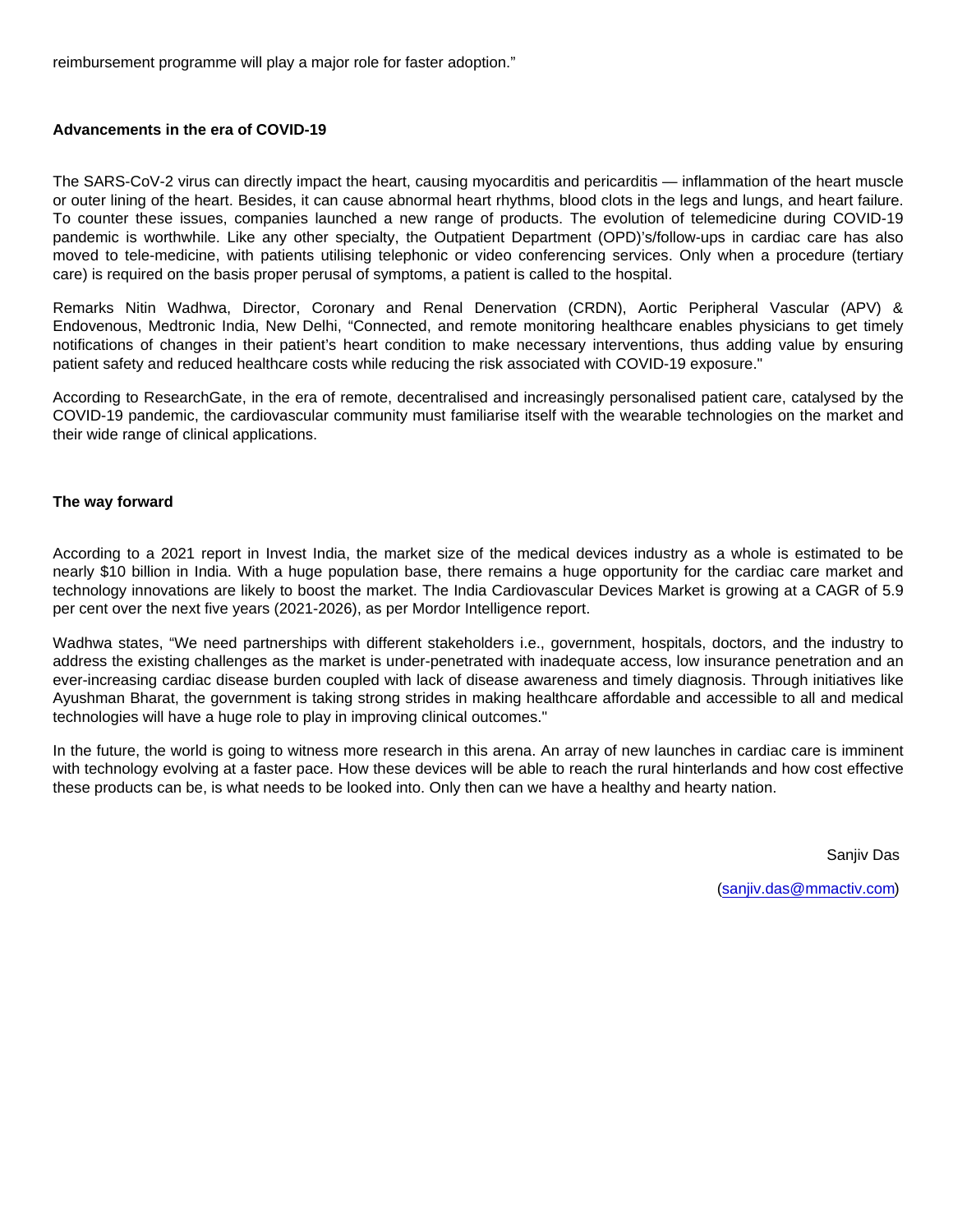reimbursement programme will play a major role for faster adoption."

### Advancements in the era of COVID-19

The SARS-CoV-2 virus can directly impact the heart, causing myocarditis and pericarditis — inflammation of the heart muscle or outer lining of the heart. Besides, it can cause abnormal heart rhythms, blood clots in the legs and lungs, and heart failure. To counter these issues, companies launched a new range of products. The evolution of telemedicine during COVID-19 pandemic is worthwhile. Like any other specialty, the Outpatient Department (OPD)'s/follow-ups in cardiac care has also moved to tele-medicine, with patients utilising telephonic or video conferencing services. Only when a procedure (tertiary care) is required on the basis proper perusal of symptoms, a patient is called to the hospital.

Remarks Nitin Wadhwa, Director, Coronary and Renal Denervation (CRDN), Aortic Peripheral Vascular (APV) & Endovenous, Medtronic India, New Delhi, "Connected, and remote monitoring healthcare enables physicians to get timely notifications of changes in their patient's heart condition to make necessary interventions, thus adding value by ensuring patient safety and reduced healthcare costs while reducing the risk associated with COVID-19 exposure."

According to ResearchGate, in the era of remote, decentralised and increasingly personalised patient care, catalysed by the COVID-19 pandemic, the cardiovascular community must familiarise itself with the wearable technologies on the market and their wide range of clinical applications.

### The way forward

According to a 2021 report in Invest India, the market size of the medical devices industry as a whole is estimated to be nearly $10 billion in India. With a huge population base, there remains a huge opportunity for the cardiac care market and technology innovations are likely to boost the market. The India Cardiovascular Devices Market is growing at a CAGR of 5.9 per cent over the next five years (2021-2026), as per Mordor Intelligence report.

Wadhwa states, "We need partnerships with different stakeholders i.e., government, hospitals, doctors, and the industry to address the existing challenges as the market is under-penetrated with inadequate access, low insurance penetration and an ever-increasing cardiac disease burden coupled with lack of disease awareness and timely diagnosis. Through initiatives like Ayushman Bharat, the government is taking strong strides in making healthcare affordable and accessible to all and medical technologies will have a huge role to play in improving clinical outcomes."

In the future, the world is going to witness more research in this arena. An array of new launches in cardiac care is imminent with technology evolving at a faster pace. How these devices will be able to reach the rural hinterlands and how cost effective these products can be, is what needs to be looked into. Only then can we have a healthy and hearty nation.

Sanjiv Das

(sanjiv.das@mmactiv.com)